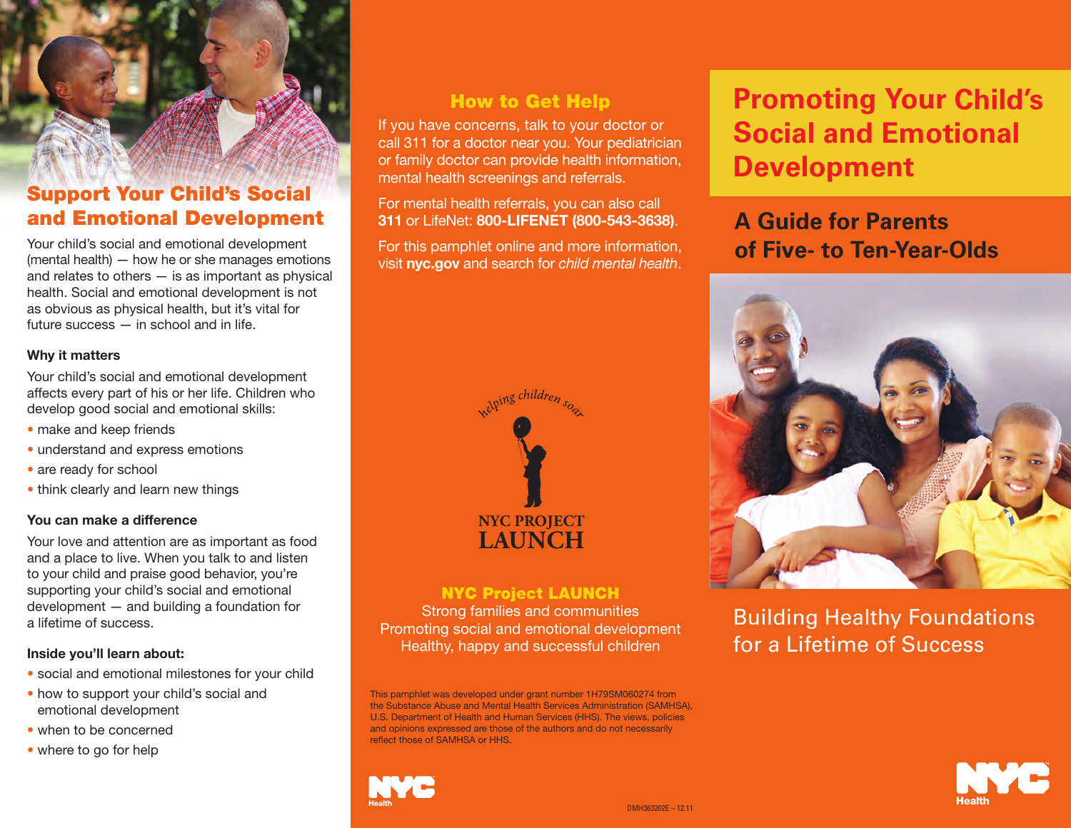## Support Your Child's Social and Emotional Development

Your child's social and emotional development (mental health) — how he or she manages emotions and relates to others — is as important as physical health. Social and emotional development is not as obvious as physical health, but it's vital for future success — in school and in life.

### Why it matters

Your child's social and emotional development affects every part of his or her life. Children who develop good social and emotional skills:

- make and keep friends
- understand and express emotions
- are ready for school
- think clearly and learn new things

### You can make a difference

Your love and attention are as important as food and a place to live. When you talk to and listen to your child and praise good behavior, you're supporting your child's social and emotional development — and building a foundation for a lifetime of success.

### Inside you'll learn about:

- social and emotional milestones for your child
- how to support your child's social and emotional development
- when to be concerned
- where to go for help

## How to Get Help

If you have concerns, talk to your doctor or call 311 for a doctor near you. Your pediatrician or family doctor can provide health information, mental health screenings and referrals.

For mental health referrals, you can also call **311** or LifeNet: **800-LIFENET (800-543-3638)**.

For this pamphlet online and more information, visit **nyc.gov** and search for *child mental health*.

*helping children soar*

NYC PROJECT LAUNCH

### NYC Project LAUNCH

Strong families and communities
Promoting social and emotional development
Healthy, happy and successful children

This pamphlet was developed under grant number 1H79SM060274 from the Substance Abuse and Mental Health Services Administration (SAMHSA), U.S. Department of Health and Human Services (HHS). The views, policies and opinions expressed are those of the authors and do not necessarily reflect those of SAMHSA or HHS.

NYC Health

DMH363202E – 12.11

# Promoting Your Child's Social and Emotional Development

## A Guide for Parents of Five- to Ten-Year-Olds

Building Healthy Foundations for a Lifetime of Success

NYC Health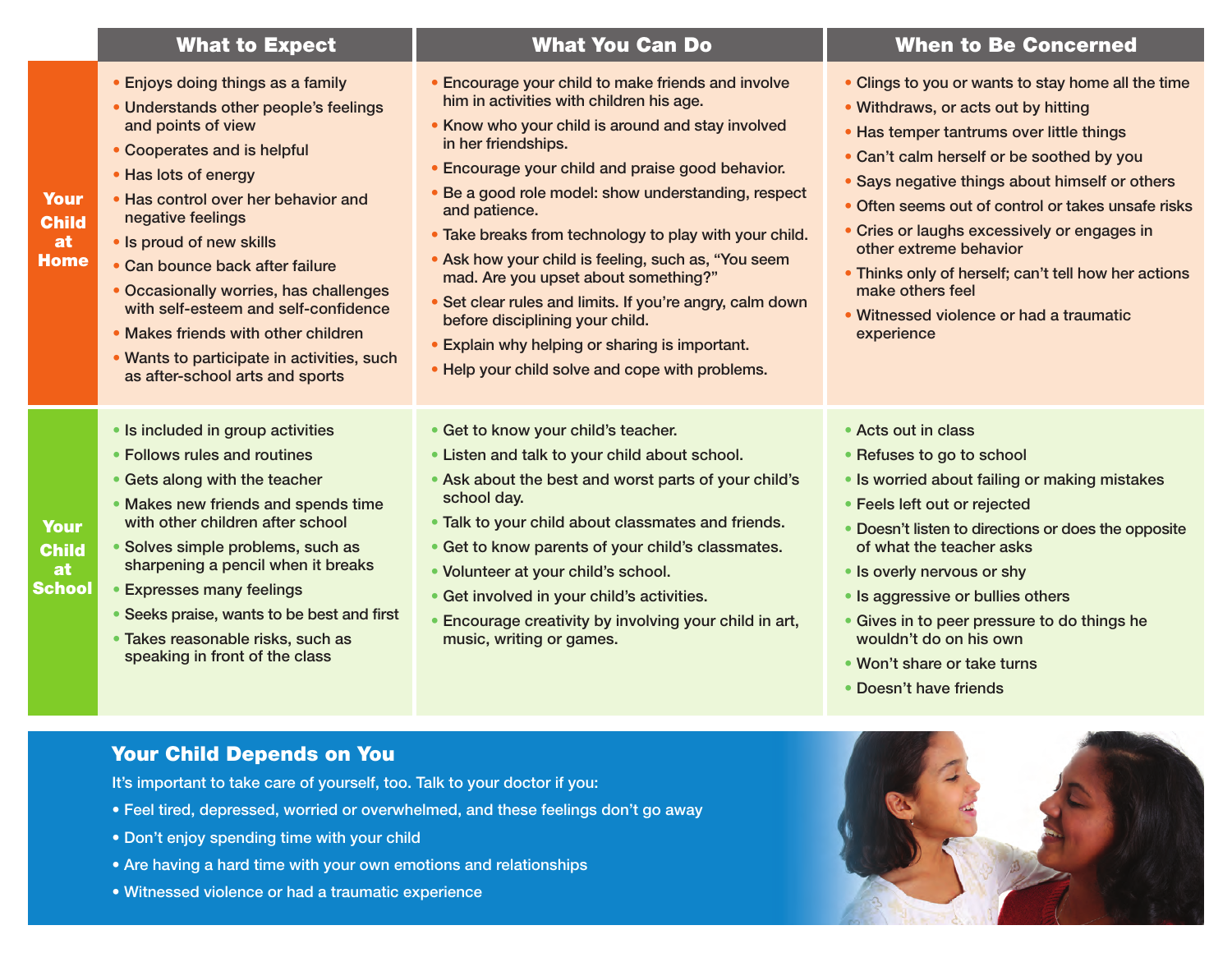| | What to Expect | What You Can Do | When to Be Concerned |
|---|---|---|---|
| **Your Child at Home** | • Enjoys doing things as a family<br>• Understands other people's feelings and points of view<br>• Cooperates and is helpful<br>• Has lots of energy<br>• Has control over her behavior and negative feelings<br>• Is proud of new skills<br>• Can bounce back after failure<br>• Occasionally worries, has challenges with self-esteem and self-confidence<br>• Makes friends with other children<br>• Wants to participate in activities, such as after-school arts and sports | • Encourage your child to make friends and involve him in activities with children his age.<br>• Know who your child is around and stay involved in her friendships.<br>• Encourage your child and praise good behavior.<br>• Be a good role model: show understanding, respect and patience.<br>• Take breaks from technology to play with your child.<br>• Ask how your child is feeling, such as, "You seem mad. Are you upset about something?"<br>• Set clear rules and limits. If you're angry, calm down before disciplining your child.<br>• Explain why helping or sharing is important.<br>• Help your child solve and cope with problems. | • Clings to you or wants to stay home all the time<br>• Withdraws, or acts out by hitting<br>• Has temper tantrums over little things<br>• Can't calm herself or be soothed by you<br>• Says negative things about himself or others<br>• Often seems out of control or takes unsafe risks<br>• Cries or laughs excessively or engages in other extreme behavior<br>• Thinks only of herself; can't tell how her actions make others feel<br>• Witnessed violence or had a traumatic experience |
| **Your Child at School** | • Is included in group activities<br>• Follows rules and routines<br>• Gets along with the teacher<br>• Makes new friends and spends time with other children after school<br>• Solves simple problems, such as sharpening a pencil when it breaks<br>• Expresses many feelings<br>• Seeks praise, wants to be best and first<br>• Takes reasonable risks, such as speaking in front of the class | • Get to know your child's teacher.<br>• Listen and talk to your child about school.<br>• Ask about the best and worst parts of your child's school day.<br>• Talk to your child about classmates and friends.<br>• Get to know parents of your child's classmates.<br>• Volunteer at your child's school.<br>• Get involved in your child's activities.<br>• Encourage creativity by involving your child in art, music, writing or games. | • Acts out in class<br>• Refuses to go to school<br>• Is worried about failing or making mistakes<br>• Feels left out or rejected<br>• Doesn't listen to directions or does the opposite of what the teacher asks<br>• Is overly nervous or shy<br>• Is aggressive or bullies others<br>• Gives in to peer pressure to do things he wouldn't do on his own<br>• Won't share or take turns<br>• Doesn't have friends |

## Your Child Depends on You

It's important to take care of yourself, too. Talk to your doctor if you:

- Feel tired, depressed, worried or overwhelmed, and these feelings don't go away
- Don't enjoy spending time with your child
- Are having a hard time with your own emotions and relationships
- Witnessed violence or had a traumatic experience